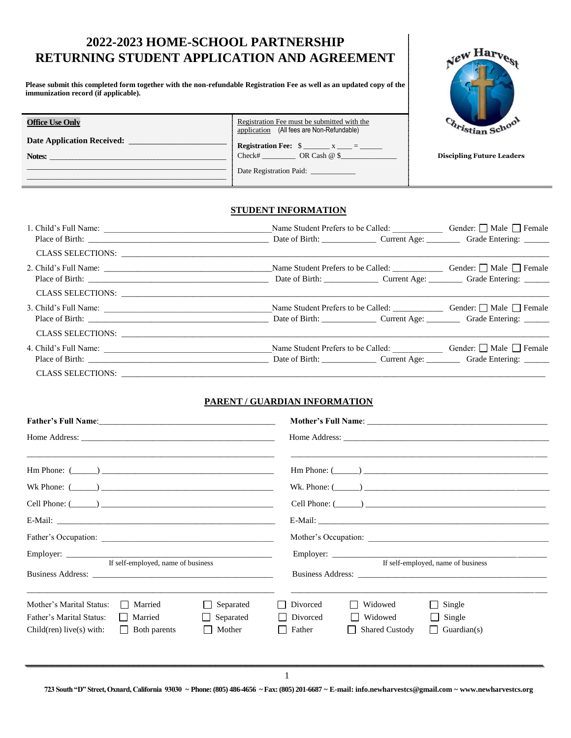# 2022-2023 HOME-SCHOOL PARTNERSHIP
# RETURNING STUDENT APPLICATION AND AGREEMENT

**Please submit this completed form together with the non-refundable Registration Fee as well as an updated copy of the immunization record (if applicable).**

New Harvest Christian School

**Discipling Future Leaders**

| **Office Use Only** | Registration Fee must be submitted with the application (All fees are Non-Refundable) |
|---|---|
| **Date Application Received:** ______________________ | **Registration Fee:** $ _______ x ____ = ______ |
| **Notes:** ____________________________________________ | Check# _________ OR Cash @ $______________ |
| ____________________________________________ | Date Registration Paid: ____________ |

## STUDENT INFORMATION

1. Child's Full Name: ______________________ Name Student Prefers to be Called: ___________ Gender: ☐ Male ☐ Female
   Place of Birth: ______________________ Date of Birth: ____________ Current Age: ________ Grade Entering: ______
   CLASS SELECTIONS: ____________________________________________

2. Child's Full Name: ______________________ Name Student Prefers to be Called: ___________ Gender: ☐ Male ☐ Female
   Place of Birth: ______________________ Date of Birth: ____________ Current Age: ________ Grade Entering: ______
   CLASS SELECTIONS: ____________________________________________

3. Child's Full Name: ______________________ Name Student Prefers to be Called: ___________ Gender: ☐ Male ☐ Female
   Place of Birth: ______________________ Date of Birth: ____________ Current Age: ________ Grade Entering: ______
   CLASS SELECTIONS: ____________________________________________

4. Child's Full Name: ______________________ Name Student Prefers to be Called: ___________ Gender: ☐ Male ☐ Female
   Place of Birth: ______________________ Date of Birth: ____________ Current Age: ________ Grade Entering: ______
   CLASS SELECTIONS: ____________________________________________

## PARENT / GUARDIAN INFORMATION

| **Father's Full Name:** ______________________ | **Mother's Full Name:** ______________________ |
|---|---|
| Home Address: ______________________ | Home Address: ______________________ |
| ______________________ | ______________________ |
| Hm Phone: (______) ______________________ | Hm Phone: (______) ______________________ |
| Wk Phone: (______) ______________________ | Wk. Phone: (______) ______________________ |
| Cell Phone: (______) ______________________ | Cell Phone: (______) ______________________ |
| E-Mail: ______________________ | E-Mail: ______________________ |
| Father's Occupation: ______________________ | Mother's Occupation: ______________________ |
| Employer: ______________________ (If self-employed, name of business) | Employer: ______________________ (If self-employed, name of business) |
| Business Address: ______________________ | Business Address: ______________________ |
| ______________________ | ______________________ |

Mother's Marital Status: ☐ Married ☐ Separated ☐ Divorced ☐ Widowed ☐ Single
Father's Marital Status: ☐ Married ☐ Separated ☐ Divorced ☐ Widowed ☐ Single
Child(ren) live(s) with: ☐ Both parents ☐ Mother ☐ Father ☐ Shared Custody ☐ Guardian(s)

723 South "D" Street, Oxnard, California 93030 ~ Phone: (805) 486-4656 ~ Fax: (805) 201-6687 ~ E-mail: info.newharvestcs@gmail.com ~ www.newharvestcs.org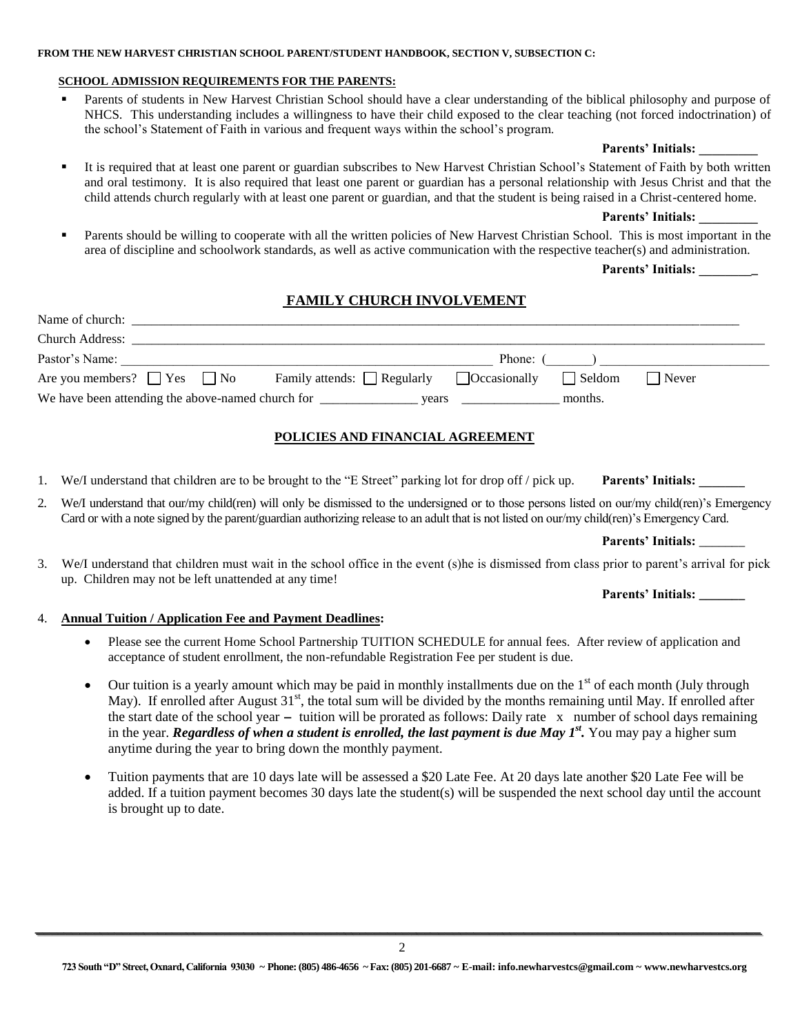**FROM THE NEW HARVEST CHRISTIAN SCHOOL PARENT/STUDENT HANDBOOK, SECTION V, SUBSECTION C:**

**SCHOOL ADMISSION REQUIREMENTS FOR THE PARENTS:**

- Parents of students in New Harvest Christian School should have a clear understanding of the biblical philosophy and purpose of NHCS. This understanding includes a willingness to have their child exposed to the clear teaching (not forced indoctrination) of the school's Statement of Faith in various and frequent ways within the school's program.

  **Parents' Initials: _________**

- It is required that at least one parent or guardian subscribes to New Harvest Christian School's Statement of Faith by both written and oral testimony. It is also required that least one parent or guardian has a personal relationship with Jesus Christ and that the child attends church regularly with at least one parent or guardian, and that the student is being raised in a Christ-centered home.

  **Parents' Initials: _________**

- Parents should be willing to cooperate with all the written policies of New Harvest Christian School. This is most important in the area of discipline and schoolwork standards, as well as active communication with the respective teacher(s) and administration.

  **Parents' Initials: _________**

## FAMILY CHURCH INVOLVEMENT

Name of church: ______________________________________________________________________________

Church Address: ______________________________________________________________________________

Pastor's Name: ____________________________________________ Phone: (_______) ________________________

Are you members? ☐ Yes ☐ No Family attends: ☐ Regularly ☐ Occasionally ☐ Seldom ☐ Never

We have been attending the above-named church for _______________ years _______________ months.

## POLICIES AND FINANCIAL AGREEMENT

1. We/I understand that children are to be brought to the "E Street" parking lot for drop off / pick up. **Parents' Initials: _______**
2. We/I understand that our/my child(ren) will only be dismissed to the undersigned or to those persons listed on our/my child(ren)'s Emergency Card or with a note signed by the parent/guardian authorizing release to an adult that is not listed on our/my child(ren)'s Emergency Card.

   **Parents' Initials:** _______

3. We/I understand that children must wait in the school office in the event (s)he is dismissed from class prior to parent's arrival for pick up. Children may not be left unattended at any time!

   **Parents' Initials: _______**

4. **Annual Tuition / Application Fee and Payment Deadlines:**
   - Please see the current Home School Partnership TUITION SCHEDULE for annual fees. After review of application and acceptance of student enrollment, the non-refundable Registration Fee per student is due.
   - Our tuition is a yearly amount which may be paid in monthly installments due on the 1st of each month (July through May). If enrolled after August 31st, the total sum will be divided by the months remaining until May. If enrolled after the start date of the school year – tuition will be prorated as follows: Daily rate x number of school days remaining in the year. ***Regardless of when a student is enrolled, the last payment is due May 1st.*** You may pay a higher sum anytime during the year to bring down the monthly payment.
   - Tuition payments that are 10 days late will be assessed a $20 Late Fee. At 20 days late another $20 Late Fee will be added. If a tuition payment becomes 30 days late the student(s) will be suspended the next school day until the account is brought up to date.

**723 South "D" Street, Oxnard, California 93030 ~ Phone: (805) 486-4656 ~ Fax: (805) 201-6687 ~ E-mail: info.newharvestcs@gmail.com ~ www.newharvestcs.org**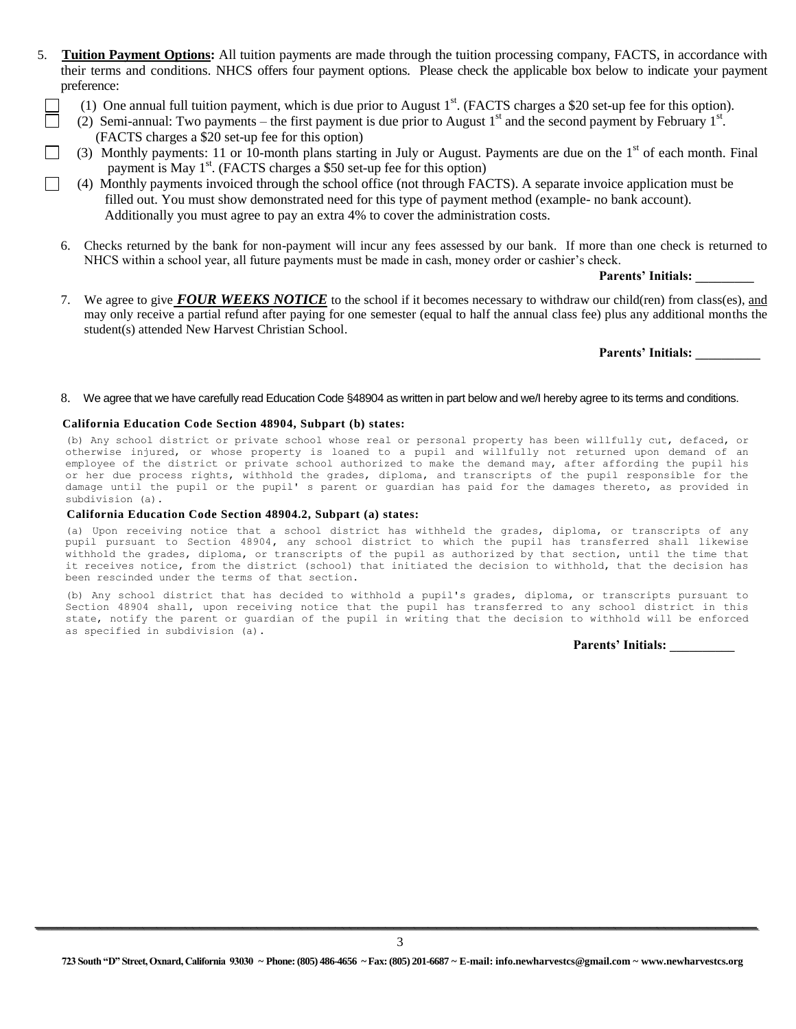5. **Tuition Payment Options:** All tuition payments are made through the tuition processing company, FACTS, in accordance with their terms and conditions. NHCS offers four payment options. Please check the applicable box below to indicate your payment preference:

   ☐ (1) One annual full tuition payment, which is due prior to August 1st. (FACTS charges a $20 set-up fee for this option).

   ☐ (2) Semi-annual: Two payments – the first payment is due prior to August 1st and the second payment by February 1st. (FACTS charges a $20 set-up fee for this option)

   ☐ (3) Monthly payments: 11 or 10-month plans starting in July or August. Payments are due on the 1st of each month. Final payment is May 1st. (FACTS charges a $50 set-up fee for this option)

   ☐ (4) Monthly payments invoiced through the school office (not through FACTS). A separate invoice application must be filled out. You must show demonstrated need for this type of payment method (example- no bank account). Additionally you must agree to pay an extra 4% to cover the administration costs.

6. Checks returned by the bank for non-payment will incur any fees assessed by our bank. If more than one check is returned to NHCS within a school year, all future payments must be made in cash, money order or cashier's check.

   **Parents' Initials: _________**

7. We agree to give ***FOUR WEEKS NOTICE*** to the school if it becomes necessary to withdraw our child(ren) from class(es), <u>and</u> may only receive a partial refund after paying for one semester (equal to half the annual class fee) plus any additional months the student(s) attended New Harvest Christian School.

   **Parents' Initials: __________**

8. We agree that we have carefully read Education Code §48904 as written in part below and we/I hereby agree to its terms and conditions.

**California Education Code Section 48904, Subpart (b) states:**

(b) Any school district or private school whose real or personal property has been willfully cut, defaced, or otherwise injured, or whose property is loaned to a pupil and willfully not returned upon demand of an employee of the district or private school authorized to make the demand may, after affording the pupil his or her due process rights, withhold the grades, diploma, and transcripts of the pupil responsible for the damage until the pupil or the pupil' s parent or guardian has paid for the damages thereto, as provided in subdivision (a).

**California Education Code Section 48904.2, Subpart (a) states:**

(a) Upon receiving notice that a school district has withheld the grades, diploma, or transcripts of any pupil pursuant to Section 48904, any school district to which the pupil has transferred shall likewise withhold the grades, diploma, or transcripts of the pupil as authorized by that section, until the time that it receives notice, from the district (school) that initiated the decision to withhold, that the decision has been rescinded under the terms of that section.

(b) Any school district that has decided to withhold a pupil's grades, diploma, or transcripts pursuant to Section 48904 shall, upon receiving notice that the pupil has transferred to any school district in this state, notify the parent or guardian of the pupil in writing that the decision to withhold will be enforced as specified in subdivision (a).

**Parents' Initials: __________**

**723 South "D" Street, Oxnard, California 93030 ~ Phone: (805) 486-4656 ~ Fax: (805) 201-6687 ~ E-mail: info.newharvestcs@gmail.com ~ www.newharvestcs.org**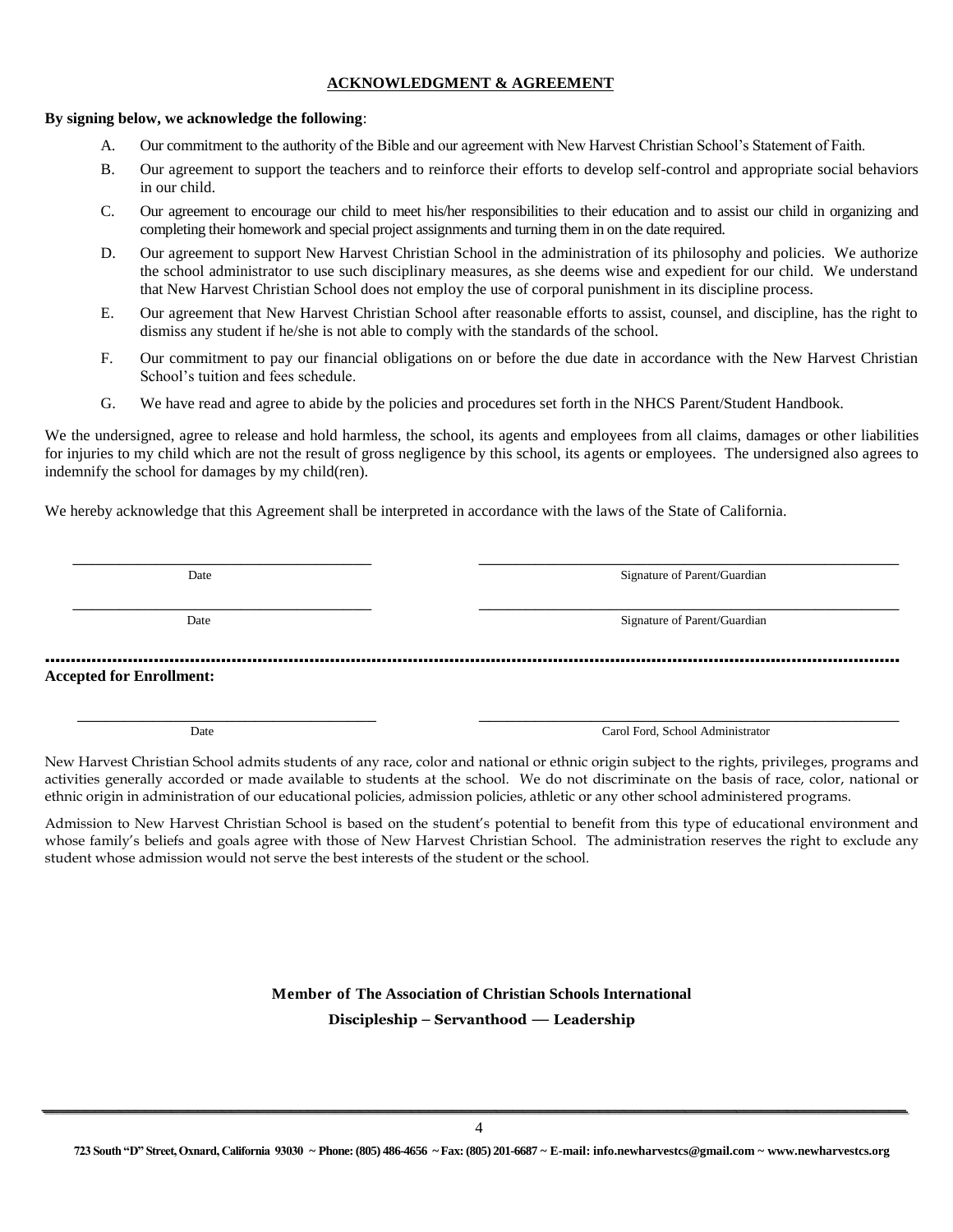## ACKNOWLEDGMENT & AGREEMENT

**By signing below, we acknowledge the following**:

A. Our commitment to the authority of the Bible and our agreement with New Harvest Christian School's Statement of Faith.

B. Our agreement to support the teachers and to reinforce their efforts to develop self-control and appropriate social behaviors in our child.

C. Our agreement to encourage our child to meet his/her responsibilities to their education and to assist our child in organizing and completing their homework and special project assignments and turning them in on the date required.

D. Our agreement to support New Harvest Christian School in the administration of its philosophy and policies. We authorize the school administrator to use such disciplinary measures, as she deems wise and expedient for our child. We understand that New Harvest Christian School does not employ the use of corporal punishment in its discipline process.

E. Our agreement that New Harvest Christian School after reasonable efforts to assist, counsel, and discipline, has the right to dismiss any student if he/she is not able to comply with the standards of the school.

F. Our commitment to pay our financial obligations on or before the due date in accordance with the New Harvest Christian School's tuition and fees schedule.

G. We have read and agree to abide by the policies and procedures set forth in the NHCS Parent/Student Handbook.

We the undersigned, agree to release and hold harmless, the school, its agents and employees from all claims, damages or other liabilities for injuries to my child which are not the result of gross negligence by this school, its agents or employees. The undersigned also agrees to indemnify the school for damages by my child(ren).

We hereby acknowledge that this Agreement shall be interpreted in accordance with the laws of the State of California.

______________________________ Date ______________________________ Signature of Parent/Guardian

______________________________ Date ______________________________ Signature of Parent/Guardian

**Accepted for Enrollment:**

______________________________ Date ______________________________ Carol Ford, School Administrator

New Harvest Christian School admits students of any race, color and national or ethnic origin subject to the rights, privileges, programs and activities generally accorded or made available to students at the school. We do not discriminate on the basis of race, color, national or ethnic origin in administration of our educational policies, admission policies, athletic or any other school administered programs.

Admission to New Harvest Christian School is based on the student's potential to benefit from this type of educational environment and whose family's beliefs and goals agree with those of New Harvest Christian School. The administration reserves the right to exclude any student whose admission would not serve the best interests of the student or the school.

**Member of The Association of Christian Schools International**

**Discipleship – Servanthood — Leadership**

**723 South "D" Street, Oxnard, California 93030 ~ Phone: (805) 486-4656 ~ Fax: (805) 201-6687 ~ E-mail: info.newharvestcs@gmail.com ~ www.newharvestcs.org**